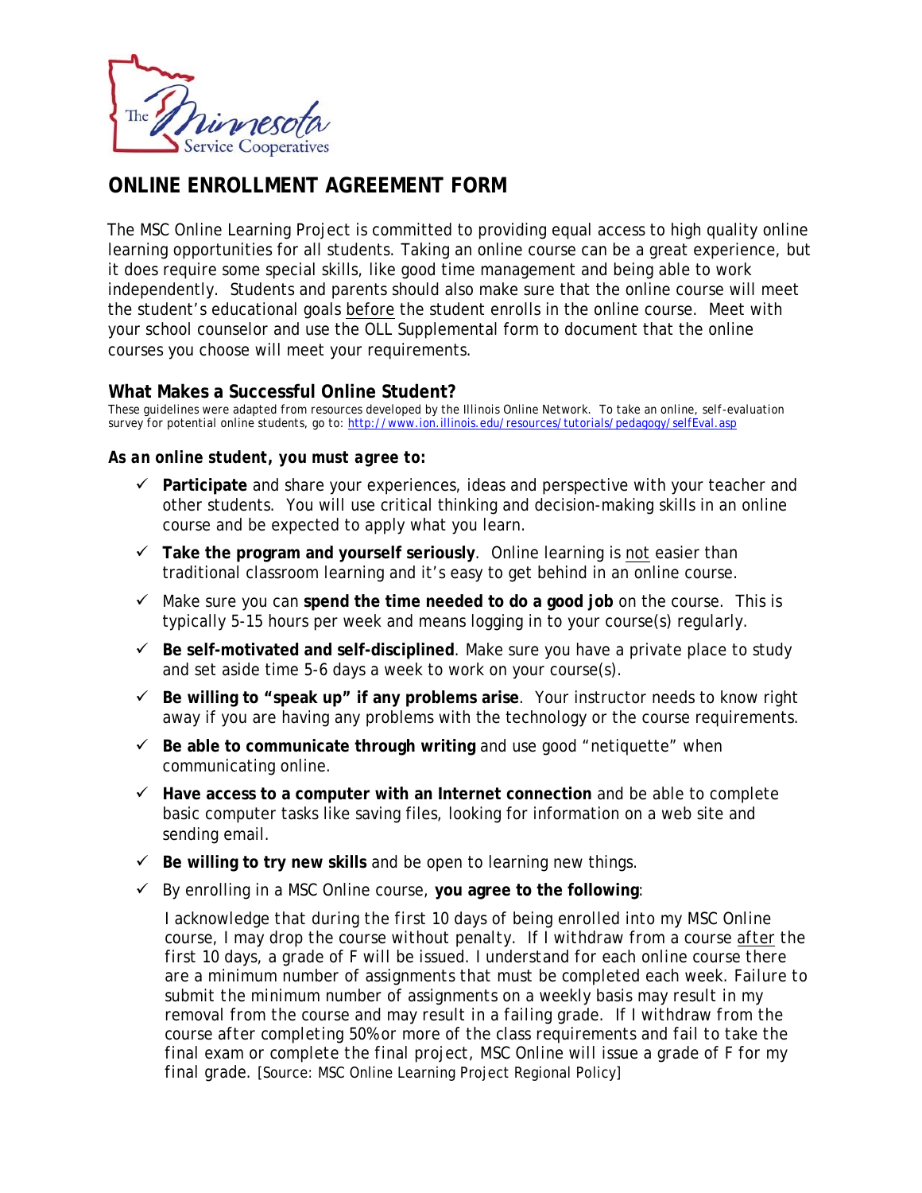The Minnesota Service Cooperatives

# ONLINE ENROLLMENT AGREEMENT FORM

The MSC Online Learning Project is committed to providing equal access to high quality online learning opportunities for all students. Taking an online course can be a great experience, but it does require some special skills, like good time management and being able to work independently. Students and parents should also make sure that the online course will meet the student's educational goals before the student enrolls in the online course. Meet with your school counselor and use the OLL Supplemental form to document that the online courses you choose will meet your requirements.

## What Makes a Successful Online Student?

These guidelines were adapted from resources developed by the Illinois Online Network. To take an online, self-evaluation survey for potential online students, go to: http://www.ion.illinois.edu/resources/tutorials/pedagogy/selfEval.asp

***As an online student, you must agree to:***

- ✓ **Participate** and share your experiences, ideas and perspective with your teacher and other students. You will use critical thinking and decision-making skills in an online course and be expected to apply what you learn.
- ✓ **Take the program and yourself seriously**. Online learning is not easier than traditional classroom learning and it's easy to get behind in an online course.
- ✓ Make sure you can **spend the time needed to do a good job** on the course. This is typically 5-15 hours per week and means logging in to your course(s) regularly.
- ✓ **Be self-motivated and self-disciplined**. Make sure you have a private place to study and set aside time 5-6 days a week to work on your course(s).
- ✓ **Be willing to "speak up" if any problems arise**. Your instructor needs to know right away if you are having any problems with the technology or the course requirements.
- ✓ **Be able to communicate through writing** and use good "netiquette" when communicating online.
- ✓ **Have access to a computer with an Internet connection** and be able to complete basic computer tasks like saving files, looking for information on a web site and sending email.
- ✓ **Be willing to try new skills** and be open to learning new things.
- ✓ By enrolling in a MSC Online course, **you agree to the following**:

  I acknowledge that during the first 10 days of being enrolled into my MSC Online course, I may drop the course without penalty. If I withdraw from a course after the first 10 days, a grade of F will be issued. I understand for each online course there are a minimum number of assignments that must be completed each week. Failure to submit the minimum number of assignments on a weekly basis may result in my removal from the course and may result in a failing grade. If I withdraw from the course after completing 50% or more of the class requirements and fail to take the final exam or complete the final project, MSC Online will issue a grade of F for my final grade. [Source: MSC Online Learning Project Regional Policy]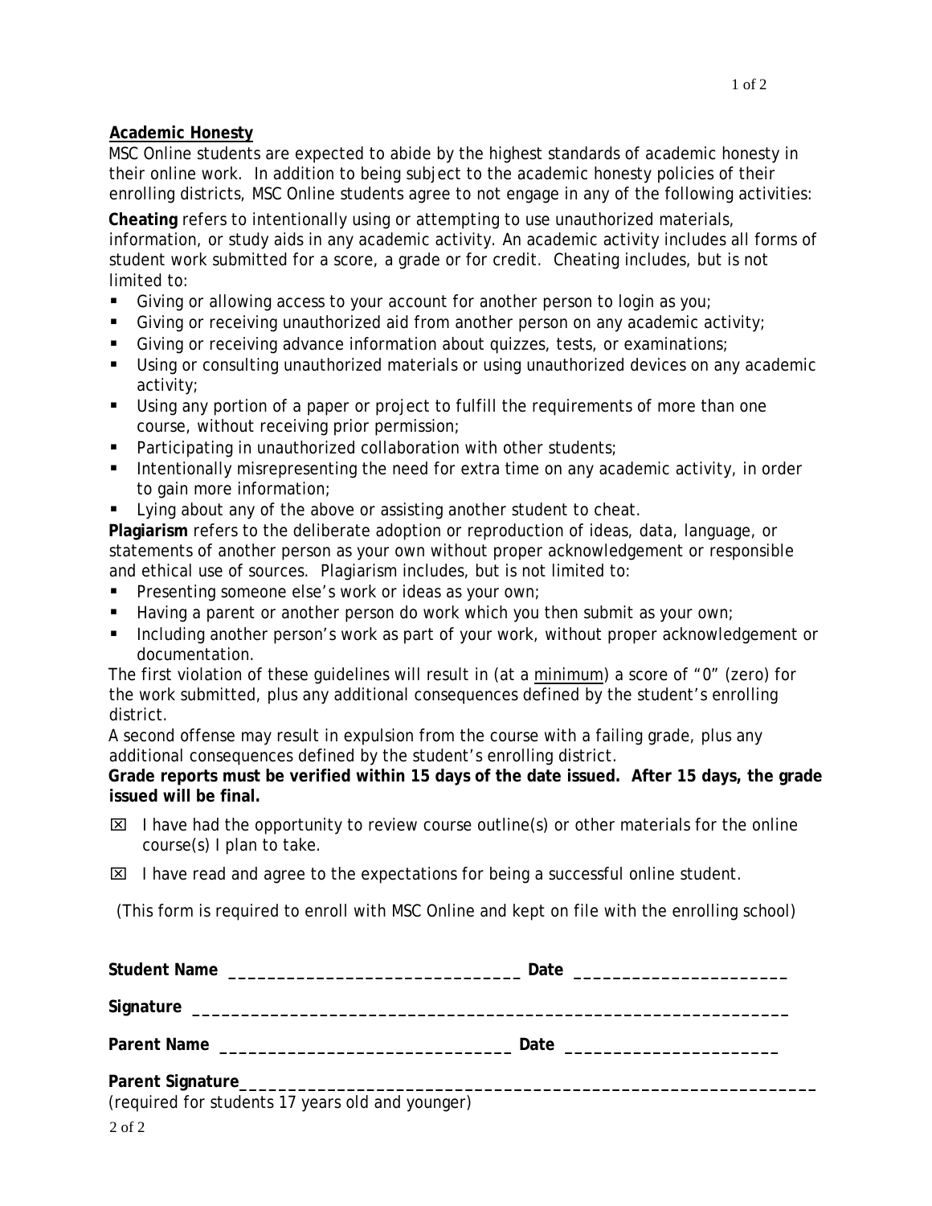**Academic Honesty**

MSC Online students are expected to abide by the highest standards of academic honesty in their online work. In addition to being subject to the academic honesty policies of their enrolling districts, MSC Online students agree to not engage in any of the following activities:

**Cheating** refers to intentionally using or attempting to use unauthorized materials, information, or study aids in any academic activity. An academic activity includes all forms of student work submitted for a score, a grade or for credit. Cheating includes, but is not limited to:

- Giving or allowing access to your account for another person to login as you;
- Giving or receiving unauthorized aid from another person on any academic activity;
- Giving or receiving advance information about quizzes, tests, or examinations;
- Using or consulting unauthorized materials or using unauthorized devices on any academic activity;
- Using any portion of a paper or project to fulfill the requirements of more than one course, without receiving prior permission;
- Participating in unauthorized collaboration with other students;
- Intentionally misrepresenting the need for extra time on any academic activity, in order to gain more information;
- Lying about any of the above or assisting another student to cheat.

**Plagiarism** refers to the deliberate adoption or reproduction of ideas, data, language, or statements of another person as your own without proper acknowledgement or responsible and ethical use of sources. Plagiarism includes, but is not limited to:

- Presenting someone else's work or ideas as your own;
- Having a parent or another person do work which you then submit as your own;
- Including another person's work as part of your work, without proper acknowledgement or documentation.

The first violation of these guidelines will result in (at a minimum) a score of "0" (zero) for the work submitted, plus any additional consequences defined by the student's enrolling district.

A second offense may result in expulsion from the course with a failing grade, plus any additional consequences defined by the student's enrolling district.

**Grade reports must be verified within 15 days of the date issued. After 15 days, the grade issued will be final.**

☒ I have had the opportunity to review course outline(s) or other materials for the online course(s) I plan to take.

☒ I have read and agree to the expectations for being a successful online student.

(This form is required to enroll with MSC Online and kept on file with the enrolling school)

**Student Name** ______________________________ **Date** ______________________

**Signature** ______________________________________________________________

**Parent Name** ______________________________ **Date** ______________________

**Parent Signature**____________________________________________________________

(required for students 17 years old and younger)